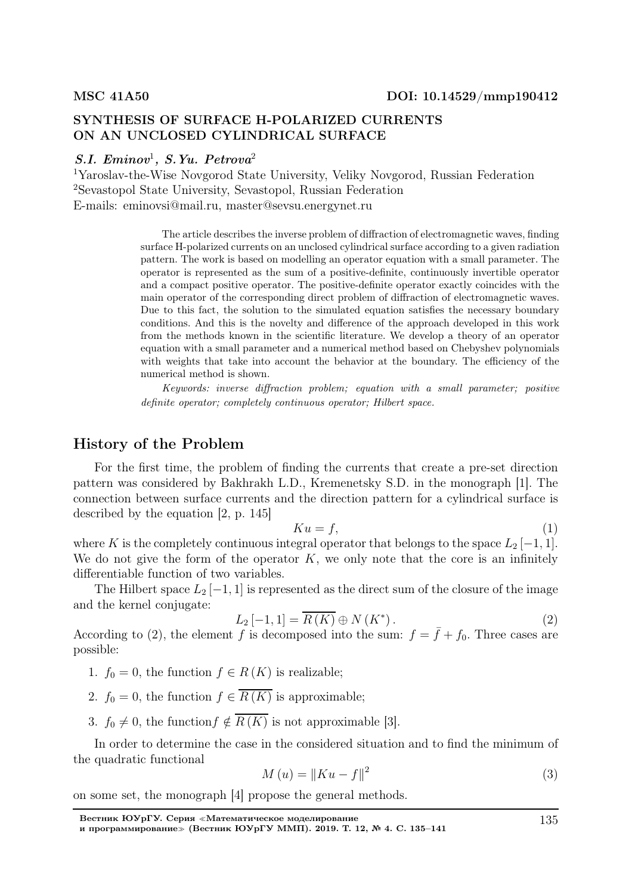MSC 41A50

DOI: 10.14529/mmp190412

# SYNTHESIS OF SURFACE H-POLARIZED CURRENTS ON AN UNCLOSED CYLINDRICAL SURFACE

***S.I. Eminov*[1], *S.Yu. Petrova*[2]**

[1]Yaroslav-the-Wise Novgorod State University, Veliky Novgorod, Russian Federation
[2]Sevastopol State University, Sevastopol, Russian Federation
E-mails: eminovsi@mail.ru, master@sevsu.energynet.ru

> The article describes the inverse problem of diffraction of electromagnetic waves, finding surface H-polarized currents on an unclosed cylindrical surface according to a given radiation pattern. The work is based on modelling an operator equation with a small parameter. The operator is represented as the sum of a positive-definite, continuously invertible operator and a compact positive operator. The positive-definite operator exactly coincides with the main operator of the corresponding direct problem of diffraction of electromagnetic waves. Due to this fact, the solution to the simulated equation satisfies the necessary boundary conditions. And this is the novelty and difference of the approach developed in this work from the methods known in the scientific literature. We develop a theory of an operator equation with a small parameter and a numerical method based on Chebyshev polynomials with weights that take into account the behavior at the boundary. The efficiency of the numerical method is shown.
>
> *Keywords: inverse diffraction problem; equation with a small parameter; positive definite operator; completely continuous operator; Hilbert space.*

## History of the Problem

For the first time, the problem of finding the currents that create a pre-set direction pattern was considered by Bakhrakh L.D., Kremenetsky S.D. in the monograph [1]. The connection between surface currents and the direction pattern for a cylindrical surface is described by the equation [2, p. 145]

$$Ku = f, \tag{1}$$

where $K$ is the completely continuous integral operator that belongs to the space $L_2[-1,1]$. We do not give the form of the operator $K$, we only note that the core is an infinitely differentiable function of two variables.

The Hilbert space $L_2[-1,1]$ is represented as the direct sum of the closure of the image and the kernel conjugate:

$$L_2[-1,1] = \overline{R(K)} \oplus N(K^*). \tag{2}$$

According to (2), the element $f$ is decomposed into the sum: $f = \bar{f} + f_0$. Three cases are possible:

1. $f_0 = 0$, the function $f \in R(K)$ is realizable;
2. $f_0 = 0$, the function $f \in \overline{R(K)}$ is approximable;
3. $f_0 \neq 0$, the function$f \notin \overline{R(K)}$ is not approximable [3].

In order to determine the case in the considered situation and to find the minimum of the quadratic functional

$$M(u) = \|Ku - f\|^2 \tag{3}$$

on some set, the monograph [4] propose the general methods.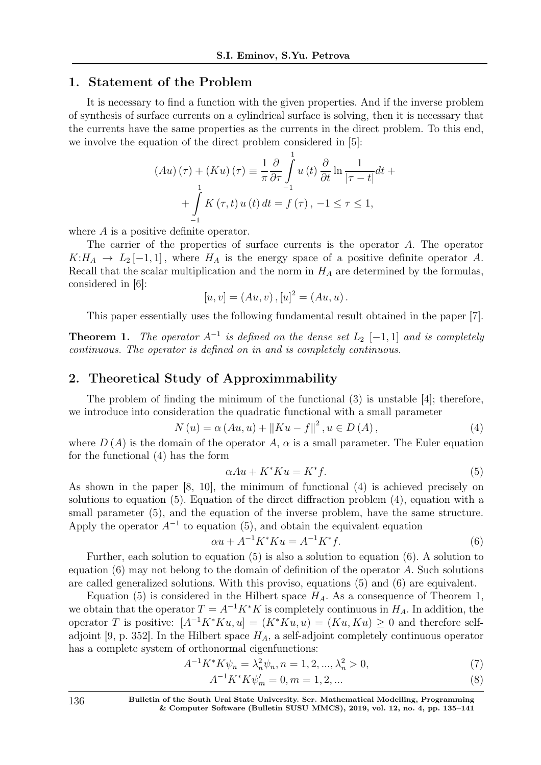## 1. Statement of the Problem

It is necessary to find a function with the given properties. And if the inverse problem of synthesis of surface currents on a cylindrical surface is solving, then it is necessary that the currents have the same properties as the currents in the direct problem. To this end, we involve the equation of the direct problem considered in [5]:

$$(Au)(\tau) + (Ku)(\tau) \equiv \frac{1}{\pi}\frac{\partial}{\partial \tau}\int_{-1}^{1} u(t)\frac{\partial}{\partial t}\ln\frac{1}{|\tau - t|}dt +$$
$$+\int_{-1}^{1} K(\tau, t)\, u(t)\, dt = f(\tau),\ -1 \le \tau \le 1,$$

where $A$ is a positive definite operator.

The carrier of the properties of surface currents is the operator $A$. The operator $K{:}H_A \to L_2[-1,1]$, where $H_A$ is the energy space of a positive definite operator $A$. Recall that the scalar multiplication and the norm in $H_A$ are determined by the formulas, considered in [6]:

$$[u, v] = (Au, v),\ [u]^2 = (Au, u).$$

This paper essentially uses the following fundamental result obtained in the paper [7].

**Theorem 1.** *The operator $A^{-1}$ is defined on the dense set $L_2\,[-1,1]$ and is completely continuous. The operator is defined on in and is completely continuous.*

## 2. Theoretical Study of Approximmability

The problem of finding the minimum of the functional (3) is unstable [4]; therefore, we introduce into consideration the quadratic functional with a small parameter

$$N(u) = \alpha(Au, u) + \|Ku - f\|^2,\ u \in D(A), \tag{4}$$

where $D(A)$ is the domain of the operator $A$, $\alpha$ is a small parameter. The Euler equation for the functional (4) has the form

$$\alpha Au + K^{*}Ku = K^{*}f. \tag{5}$$

As shown in the paper [8, 10], the minimum of functional (4) is achieved precisely on solutions to equation (5). Equation of the direct diffraction problem (4), equation with a small parameter (5), and the equation of the inverse problem, have the same structure. Apply the operator $A^{-1}$ to equation (5), and obtain the equivalent equation

$$\alpha u + A^{-1}K^{*}Ku = A^{-1}K^{*}f. \tag{6}$$

Further, each solution to equation (5) is also a solution to equation (6). A solution to equation (6) may not belong to the domain of definition of the operator $A$. Such solutions are called generalized solutions. With this proviso, equations (5) and (6) are equivalent.

Equation (5) is considered in the Hilbert space $H_A$. As a consequence of Theorem 1, we obtain that the operator $T = A^{-1}K^{*}K$ is completely continuous in $H_A$. In addition, the operator $T$ is positive: $[A^{-1}K^{*}Ku, u] = (K^{*}Ku, u) = (Ku, Ku) \ge 0$ and therefore self-adjoint [9, p. 352]. In the Hilbert space $H_A$, a self-adjoint completely continuous operator has a complete system of orthonormal eigenfunctions:

$$A^{-1}K^{*}K\psi_n = \lambda_n^2\psi_n, n = 1, 2, ..., \lambda_n^2 > 0, \tag{7}$$

$$A^{-1}K^{*}K\psi'_m = 0, m = 1, 2, ... \tag{8}$$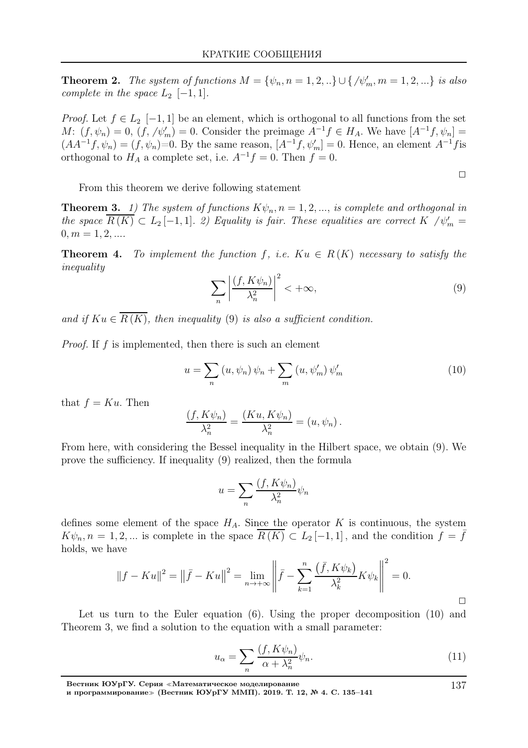**Theorem 2.** *The system of functions $M = \{\psi_n, n = 1, 2, ..\} \cup \{/\psi'_m, m = 1, 2, ...\}$ is also complete in the space $L_2\ [-1, 1]$.*

*Proof.* Let $f \in L_2\ [-1, 1]$ be an element, which is orthogonal to all functions from the set $M$: $(f, \psi_n) = 0$, $(f, /\psi'_m) = 0$. Consider the preimage $A^{-1}f \in H_A$. We have $[A^{-1}f, \psi_n] = (AA^{-1}f, \psi_n) = (f, \psi_n)$=0. By the same reason, $[A^{-1}f, \psi'_m] = 0$. Hence, an element $A^{-1}f$is orthogonal to $H_A$ a complete set, i.e. $A^{-1}f = 0$. Then $f = 0$.

□

From this theorem we derive following statement

**Theorem 3.** *1) The system of functions $K\psi_n, n = 1, 2, ...,$ is complete and orthogonal in the space $\overline{R(K)} \subset L_2[-1, 1]$. 2) Equality is fair. These equalities are correct $K\ /\psi'_m = 0, m = 1, 2, ....$*

**Theorem 4.** *To implement the function $f$, i.e. $Ku \in R(K)$ necessary to satisfy the inequality*

$$\sum_n \left| \frac{(f, K\psi_n)}{\lambda_n^2} \right|^2 < +\infty, \tag{9}$$

*and if $Ku \in \overline{R(K)}$, then inequality (9) is also a sufficient condition.*

*Proof.* If $f$ is implemented, then there is such an element

$$u = \sum_n (u, \psi_n)\, \psi_n + \sum_m (u, \psi'_m)\, \psi'_m \tag{10}$$

that $f = Ku$. Then

$$\frac{(f, K\psi_n)}{\lambda_n^2} = \frac{(Ku, K\psi_n)}{\lambda_n^2} = (u, \psi_n).$$

From here, with considering the Bessel inequality in the Hilbert space, we obtain (9). We prove the sufficiency. If inequality (9) realized, then the formula

$$u = \sum_n \frac{(f, K\psi_n)}{\lambda_n^2} \psi_n$$

defines some element of the space $H_A$. Since the operator $K$ is continuous, the system $K\psi_n, n = 1, 2, ...$ is complete in the space $\overline{R(K)} \subset L_2[-1, 1]$, and the condition $f = \bar{f}$ holds, we have

$$\|f - Ku\|^2 = \left\|\bar{f} - Ku\right\|^2 = \lim_{n \to +\infty} \left\| \bar{f} - \sum_{k=1}^{n} \frac{\left(\bar{f}, K\psi_k\right)}{\lambda_k^2} K\psi_k \right\|^2 = 0.$$

□

Let us turn to the Euler equation (6). Using the proper decomposition (10) and Theorem 3, we find a solution to the equation with a small parameter:

$$u_\alpha = \sum_n \frac{(f, K\psi_n)}{\alpha + \lambda_n^2} \psi_n. \tag{11}$$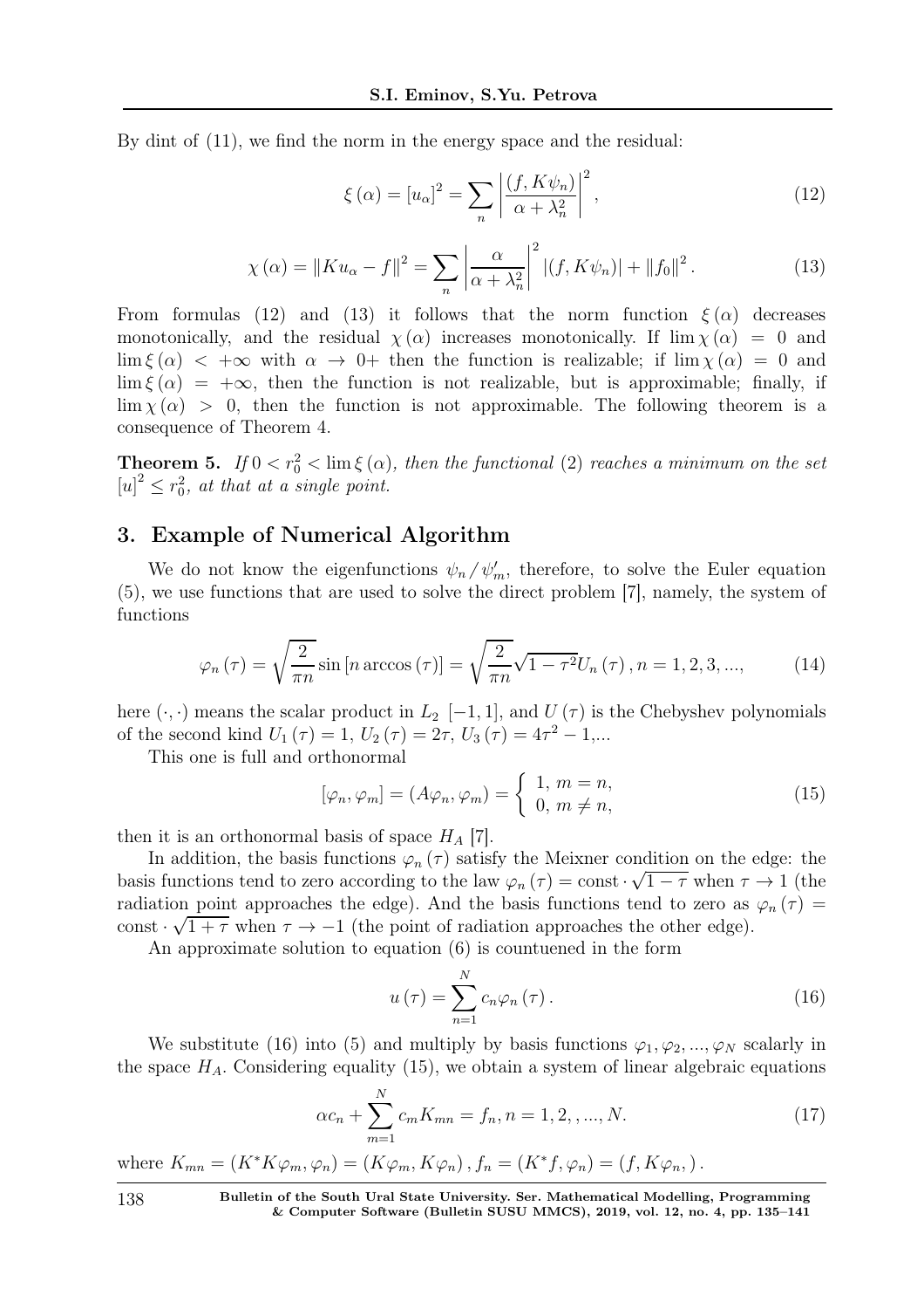By dint of (11), we find the norm in the energy space and the residual:

$$\xi(\alpha) = [u_\alpha]^2 = \sum_n \left| \frac{(f, K\psi_n)}{\alpha + \lambda_n^2} \right|^2, \tag{12}$$

$$\chi(\alpha) = \|Ku_\alpha - f\|^2 = \sum_n \left| \frac{\alpha}{\alpha + \lambda_n^2} \right|^2 |(f, K\psi_n)| + \|f_0\|^2. \tag{13}$$

From formulas (12) and (13) it follows that the norm function $\xi(\alpha)$ decreases monotonically, and the residual $\chi(\alpha)$ increases monotonically. If $\lim \chi(\alpha) = 0$ and $\lim \xi(\alpha) < +\infty$ with $\alpha \to 0+$ then the function is realizable; if $\lim \chi(\alpha) = 0$ and $\lim \xi(\alpha) = +\infty$, then the function is not realizable, but is approximable; finally, if $\lim \chi(\alpha) > 0$, then the function is not approximable. The following theorem is a consequence of Theorem 4.

**Theorem 5.** *If $0 < r_0^2 < \lim \xi(\alpha)$, then the functional (2) reaches a minimum on the set $[u]^2 \le r_0^2$, at that at a single point.*

## 3. Example of Numerical Algorithm

We do not know the eigenfunctions $\psi_n / \psi'_m$, therefore, to solve the Euler equation (5), we use functions that are used to solve the direct problem [7], namely, the system of functions

$$\varphi_n(\tau) = \sqrt{\frac{2}{\pi n}} \sin[n \arccos(\tau)] = \sqrt{\frac{2}{\pi n}} \sqrt{1 - \tau^2} U_n(\tau), n = 1, 2, 3, ..., \tag{14}$$

here $(\cdot, \cdot)$ means the scalar product in $L_2$ $[-1, 1]$, and $U(\tau)$ is the Chebyshev polynomials of the second kind $U_1(\tau) = 1$, $U_2(\tau) = 2\tau$, $U_3(\tau) = 4\tau^2 - 1$,...

This one is full and orthonormal

$$[\varphi_n, \varphi_m] = (A\varphi_n, \varphi_m) = \begin{cases} 1, & m = n, \\ 0, & m \ne n, \end{cases} \tag{15}$$

then it is an orthonormal basis of space $H_A$ [7].

In addition, the basis functions $\varphi_n(\tau)$ satisfy the Meixner condition on the edge: the basis functions tend to zero according to the law $\varphi_n(\tau) = \mathrm{const} \cdot \sqrt{1 - \tau}$ when $\tau \to 1$ (the radiation point approaches the edge). And the basis functions tend to zero as $\varphi_n(\tau) = \mathrm{const} \cdot \sqrt{1 + \tau}$ when $\tau \to -1$ (the point of radiation approaches the other edge).

An approximate solution to equation (6) is countuened in the form

$$u(\tau) = \sum_{n=1}^{N} c_n \varphi_n(\tau). \tag{16}$$

We substitute (16) into (5) and multiply by basis functions $\varphi_1, \varphi_2, ..., \varphi_N$ scalarly in the space $H_A$. Considering equality (15), we obtain a system of linear algebraic equations

$$\alpha c_n + \sum_{m=1}^{N} c_m K_{mn} = f_n, n = 1, 2, , ..., N. \tag{17}$$

where $K_{mn} = (K^* K\varphi_m, \varphi_n) = (K\varphi_m, K\varphi_n)$, $f_n = (K^* f, \varphi_n) = (f, K\varphi_n,)$.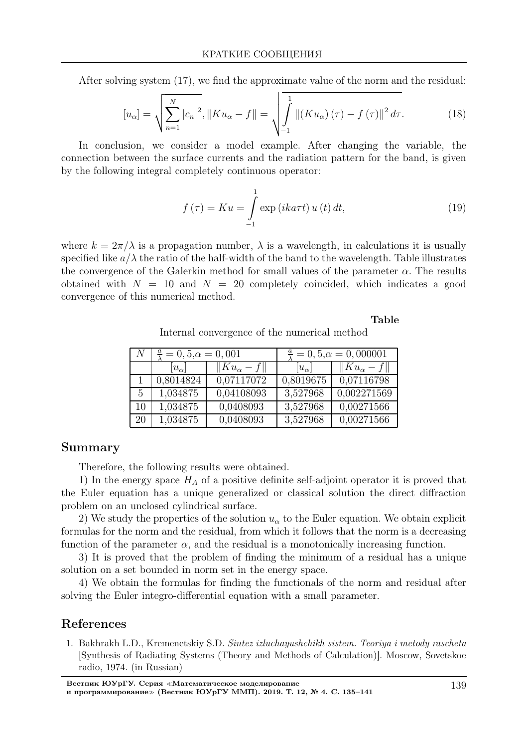After solving system (17), we find the approximate value of the norm and the residual:

$$[u_\alpha] = \sqrt{\sum_{n=1}^{N} |c_n|^2}, \|Ku_\alpha - f\| = \sqrt{\int_{-1}^{1} \|(Ku_\alpha)(\tau) - f(\tau)\|^2 d\tau}. \tag{18}$$

In conclusion, we consider a model example. After changing the variable, the connection between the surface currents and the radiation pattern for the band, is given by the following integral completely continuous operator:

$$f(\tau) = Ku = \int_{-1}^{1} \exp(ika\tau t)\, u(t)\, dt, \tag{19}$$

where $k = 2\pi/\lambda$ is a propagation number, $\lambda$ is a wavelength, in calculations it is usually specified like $a/\lambda$ the ratio of the half-width of the band to the wavelength. Table illustrates the convergence of the Galerkin method for small values of the parameter $\alpha$. The results obtained with $N = 10$ and $N = 20$ completely coincided, which indicates a good convergence of this numerical method.

**Table**

Internal convergence of the numerical method

| $N$ | $\frac{a}{\lambda} = 0,5, \alpha = 0,001$ | | $\frac{a}{\lambda} = 0,5, \alpha = 0,000001$ | |
|---|---|---|---|---|
| | $[u_\alpha]$ | $\|Ku_\alpha - f\|$ | $[u_\alpha]$ | $\|Ku_\alpha - f\|$ |
| 1 | 0,8014824 | 0,07117072 | 0,8019675 | 0,07116798 |
| 5 | 1,034875 | 0,04108093 | 3,527968 | 0,002271569 |
| 10 | 1,034875 | 0,0408093 | 3,527968 | 0,00271566 |
| 20 | 1,034875 | 0,0408093 | 3,527968 | 0,00271566 |

## Summary

Therefore, the following results were obtained.

1) In the energy space $H_A$ of a positive definite self-adjoint operator it is proved that the Euler equation has a unique generalized or classical solution the direct diffraction problem on an unclosed cylindrical surface.

2) We study the properties of the solution $u_\alpha$ to the Euler equation. We obtain explicit formulas for the norm and the residual, from which it follows that the norm is a decreasing function of the parameter $\alpha$, and the residual is a monotonically increasing function.

3) It is proved that the problem of finding the minimum of a residual has a unique solution on a set bounded in norm set in the energy space.

4) We obtain the formulas for finding the functionals of the norm and residual after solving the Euler integro-differential equation with a small parameter.

## References

1. Bakhrakh L.D., Kremenetskiy S.D. *Sintez izluchayushchikh sistem. Teoriya i metody rascheta* [Synthesis of Radiating Systems (Theory and Methods of Calculation)]. Moscow, Sovetskoe radio, 1974. (in Russian)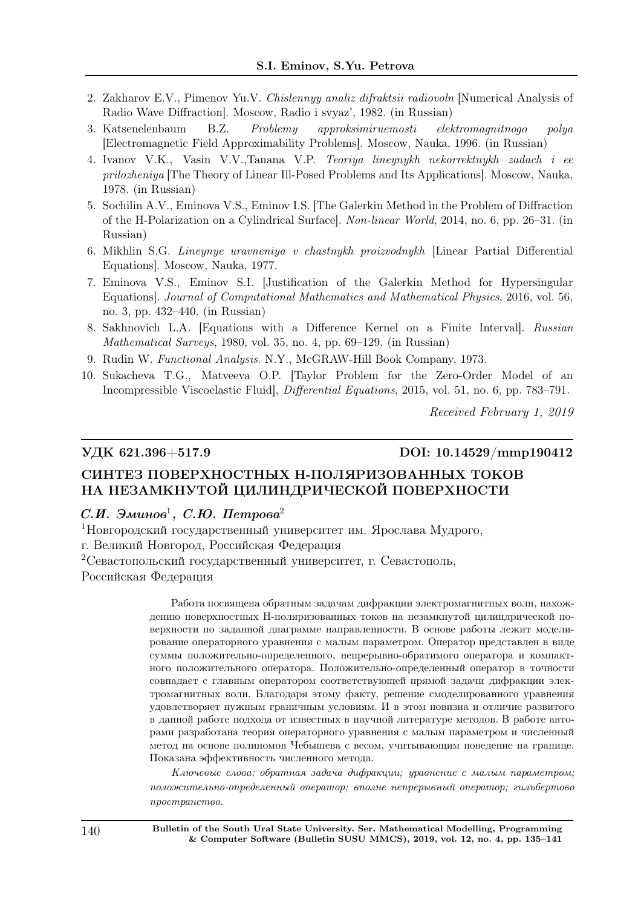2. Zakharov E.V., Pimenov Yu.V. *Chislennyy analiz difraktsii radiovoln* [Numerical Analysis of Radio Wave Diffraction]. Moscow, Radio i svyaz', 1982. (in Russian)
3. Katsenelenbaum B.Z. *Problemy approksimiruemosti elektromagnitnogo polya* [Electromagnetic Field Approximability Problems]. Moscow, Nauka, 1996. (in Russian)
4. Ivanov V.K., Vasin V.V.,Tanana V.P. *Teoriya lineynykh nekorrektnykh zadach i ee prilozheniya* [The Theory of Linear Ill-Posed Problems and Its Applications]. Moscow, Nauka, 1978. (in Russian)
5. Sochilin A.V., Eminova V.S., Eminov I.S. [The Galerkin Method in the Problem of Diffraction of the H-Polarization on a Cylindrical Surface]. *Non-linear World*, 2014, no. 6, pp. 26–31. (in Russian)
6. Mikhlin S.G. *Lineynye uravneniya v chastnykh proizvodnykh* [Linear Partial Differential Equations]. Moscow, Nauka, 1977.
7. Eminova V.S., Eminov S.I. [Justification of the Galerkin Method for Hypersingular Equations]. *Journal of Computational Mathematics and Mathematical Physics*, 2016, vol. 56, no. 3, pp. 432–440. (in Russian)
8. Sakhnovich L.A. [Equations with a Difference Kernel on a Finite Interval]. *Russian Mathematical Surveys*, 1980, vol. 35, no. 4, pp. 69–129. (in Russian)
9. Rudin W. *Functional Analysis*. N.Y., McGRAW-Hill Book Company, 1973.
10. Sukacheva T.G., Matveeva O.P. [Taylor Problem for the Zero-Order Model of an Incompressible Viscoelastic Fluid], *Differential Equations*, 2015, vol. 51, no. 6, pp. 783–791.

*Received February 1, 2019*

**УДК 621.396+517.9** **DOI: 10.14529/mmp190412**

## СИНТЕЗ ПОВЕРХНОСТНЫХ Н-ПОЛЯРИЗОВАННЫХ ТОКОВ НА НЕЗАМКНУТОЙ ЦИЛИНДРИЧЕСКОЙ ПОВЕРХНОСТИ

***С.И. Эминов***[1]***, С.Ю. Петрова***[2]

[1]Новгородский государственный университет им. Ярослава Мудрого, г. Великий Новгород, Российская Федерация

[2]Севастопольский государственный университет, г. Севастополь, Российская Федерация

Работа посвящена обратным задачам дифракции электромагнитных волн, нахождению поверхностных Н-поляризованных токов на незамкнутой цилиндрической поверхности по заданной диаграмме направленности. В основе работы лежит моделирование операторного уравнения с малым параметром. Оператор представлен в виде суммы положительно-определенного, непрерывно-обратимого оператора и компактного положительного оператора. Положительно-определенный оператор в точности совпадает с главным оператором соответствующей прямой задачи дифракции электромагнитных волн. Благодаря этому факту, решение смоделированного уравнения удовлетворяет нужным граничным условиям. И в этом новизна и отличие развитого в данной работе подхода от известных в научной литературе методов. В работе авторами разработана теория операторного уравнения с малым параметром и численный метод на основе полиномов Чебышева с весом, учитывающим поведение на границе. Показана эффективность численного метода.

*Ключевые слова: обратная задача дифракции; уравнение с малым параметром; положительно-определенный оператор; вполне непрерывный оператор; гильбертово пространство.*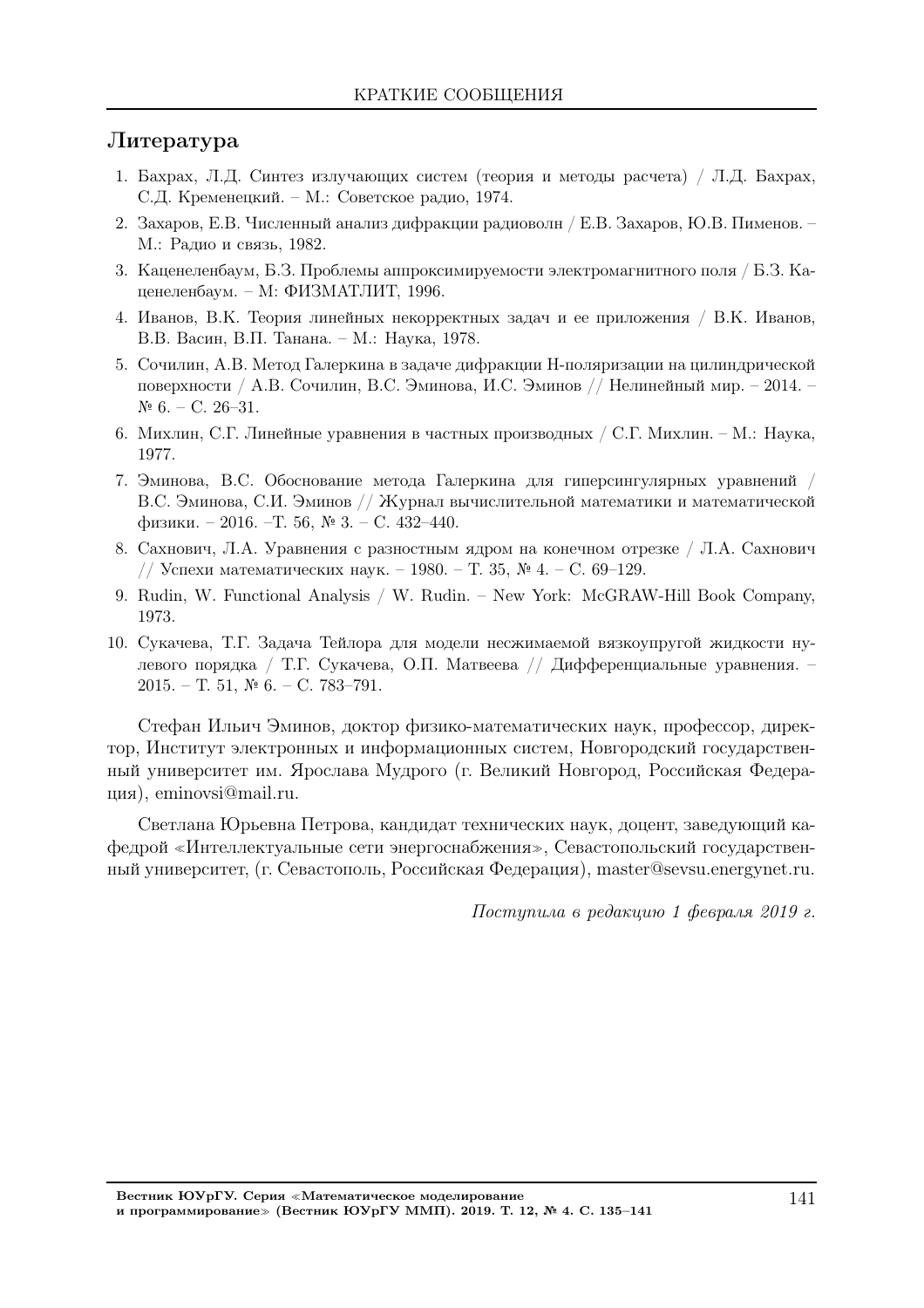## Литература

1. Бахрах, Л.Д. Синтез излучающих систем (теория и методы расчета) / Л.Д. Бахрах, С.Д. Кременецкий. – М.: Советское радио, 1974.
2. Захаров, Е.В. Численный анализ дифракции радиоволн / Е.В. Захаров, Ю.В. Пименов. – М.: Радио и связь, 1982.
3. Каценеленбаум, Б.З. Проблемы аппроксимируемости электромагнитного поля / Б.З. Каценеленбаум. – М: ФИЗМАТЛИТ, 1996.
4. Иванов, В.К. Теория линейных некорректных задач и ее приложения / В.К. Иванов, В.В. Васин, В.П. Танана. – М.: Наука, 1978.
5. Сочилин, А.В. Метод Галеркина в задаче дифракции Н-поляризации на цилиндрической поверхности / А.В. Сочилин, В.С. Эминова, И.С. Эминов // Нелинейный мир. – 2014. – № 6. – С. 26–31.
6. Михлин, С.Г. Линейные уравнения в частных производных / С.Г. Михлин. – М.: Наука, 1977.
7. Эминова, В.С. Обоснование метода Галеркина для гиперсингулярных уравнений / В.С. Эминова, С.И. Эминов // Журнал вычислительной математики и математической физики. – 2016. –Т. 56, № 3. – С. 432–440.
8. Сахнович, Л.А. Уравнения с разностным ядром на конечном отрезке / Л.А. Сахнович // Успехи математических наук. – 1980. – Т. 35, № 4. – С. 69–129.
9. Rudin, W. Functional Analysis / W. Rudin. – New York: McGRAW-Hill Book Company, 1973.
10. Сукачева, Т.Г. Задача Тейлора для модели несжимаемой вязкоупругой жидкости нулевого порядка / Т.Г. Сукачева, О.П. Матвеева // Дифференциальные уравнения. – 2015. – Т. 51, № 6. – С. 783–791.

Стефан Ильич Эминов, доктор физико-математических наук, профессор, директор, Институт электронных и информационных систем, Новгородский государственный университет им. Ярослава Мудрого (г. Великий Новгород, Российская Федерация), eminovsi@mail.ru.

Светлана Юрьевна Петрова, кандидат технических наук, доцент, заведующий кафедрой «Интеллектуальные сети энергоснабжения», Севастопольский государственный университет, (г. Севастополь, Российская Федерация), master@sevsu.energynet.ru.

*Поступила в редакцию 1 февраля 2019 г.*